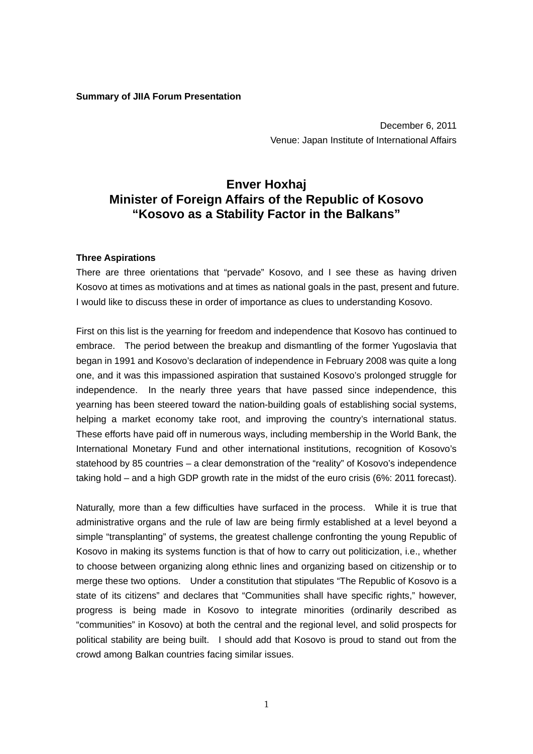**Summary of JIIA Forum Presentation**

December 6, 2011
Venue: Japan Institute of International Affairs

# Enver Hoxhaj
# Minister of Foreign Affairs of the Republic of Kosovo
# "Kosovo as a Stability Factor in the Balkans"

### Three Aspirations

There are three orientations that "pervade" Kosovo, and I see these as having driven Kosovo at times as motivations and at times as national goals in the past, present and future. I would like to discuss these in order of importance as clues to understanding Kosovo.

First on this list is the yearning for freedom and independence that Kosovo has continued to embrace. The period between the breakup and dismantling of the former Yugoslavia that began in 1991 and Kosovo's declaration of independence in February 2008 was quite a long one, and it was this impassioned aspiration that sustained Kosovo's prolonged struggle for independence. In the nearly three years that have passed since independence, this yearning has been steered toward the nation-building goals of establishing social systems, helping a market economy take root, and improving the country's international status. These efforts have paid off in numerous ways, including membership in the World Bank, the International Monetary Fund and other international institutions, recognition of Kosovo's statehood by 85 countries – a clear demonstration of the "reality" of Kosovo's independence taking hold – and a high GDP growth rate in the midst of the euro crisis (6%: 2011 forecast).

Naturally, more than a few difficulties have surfaced in the process. While it is true that administrative organs and the rule of law are being firmly established at a level beyond a simple "transplanting" of systems, the greatest challenge confronting the young Republic of Kosovo in making its systems function is that of how to carry out politicization, i.e., whether to choose between organizing along ethnic lines and organizing based on citizenship or to merge these two options. Under a constitution that stipulates "The Republic of Kosovo is a state of its citizens" and declares that "Communities shall have specific rights," however, progress is being made in Kosovo to integrate minorities (ordinarily described as "communities" in Kosovo) at both the central and the regional level, and solid prospects for political stability are being built. I should add that Kosovo is proud to stand out from the crowd among Balkan countries facing similar issues.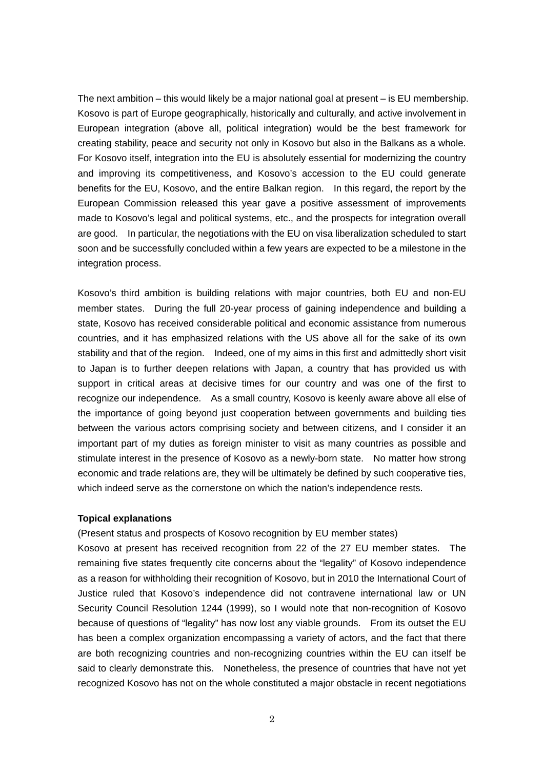The next ambition – this would likely be a major national goal at present – is EU membership. Kosovo is part of Europe geographically, historically and culturally, and active involvement in European integration (above all, political integration) would be the best framework for creating stability, peace and security not only in Kosovo but also in the Balkans as a whole. For Kosovo itself, integration into the EU is absolutely essential for modernizing the country and improving its competitiveness, and Kosovo's accession to the EU could generate benefits for the EU, Kosovo, and the entire Balkan region. In this regard, the report by the European Commission released this year gave a positive assessment of improvements made to Kosovo's legal and political systems, etc., and the prospects for integration overall are good. In particular, the negotiations with the EU on visa liberalization scheduled to start soon and be successfully concluded within a few years are expected to be a milestone in the integration process.

Kosovo's third ambition is building relations with major countries, both EU and non-EU member states. During the full 20-year process of gaining independence and building a state, Kosovo has received considerable political and economic assistance from numerous countries, and it has emphasized relations with the US above all for the sake of its own stability and that of the region. Indeed, one of my aims in this first and admittedly short visit to Japan is to further deepen relations with Japan, a country that has provided us with support in critical areas at decisive times for our country and was one of the first to recognize our independence. As a small country, Kosovo is keenly aware above all else of the importance of going beyond just cooperation between governments and building ties between the various actors comprising society and between citizens, and I consider it an important part of my duties as foreign minister to visit as many countries as possible and stimulate interest in the presence of Kosovo as a newly-born state. No matter how strong economic and trade relations are, they will be ultimately be defined by such cooperative ties, which indeed serve as the cornerstone on which the nation's independence rests.

**Topical explanations**

(Present status and prospects of Kosovo recognition by EU member states)

Kosovo at present has received recognition from 22 of the 27 EU member states. The remaining five states frequently cite concerns about the "legality" of Kosovo independence as a reason for withholding their recognition of Kosovo, but in 2010 the International Court of Justice ruled that Kosovo's independence did not contravene international law or UN Security Council Resolution 1244 (1999), so I would note that non-recognition of Kosovo because of questions of "legality" has now lost any viable grounds. From its outset the EU has been a complex organization encompassing a variety of actors, and the fact that there are both recognizing countries and non-recognizing countries within the EU can itself be said to clearly demonstrate this. Nonetheless, the presence of countries that have not yet recognized Kosovo has not on the whole constituted a major obstacle in recent negotiations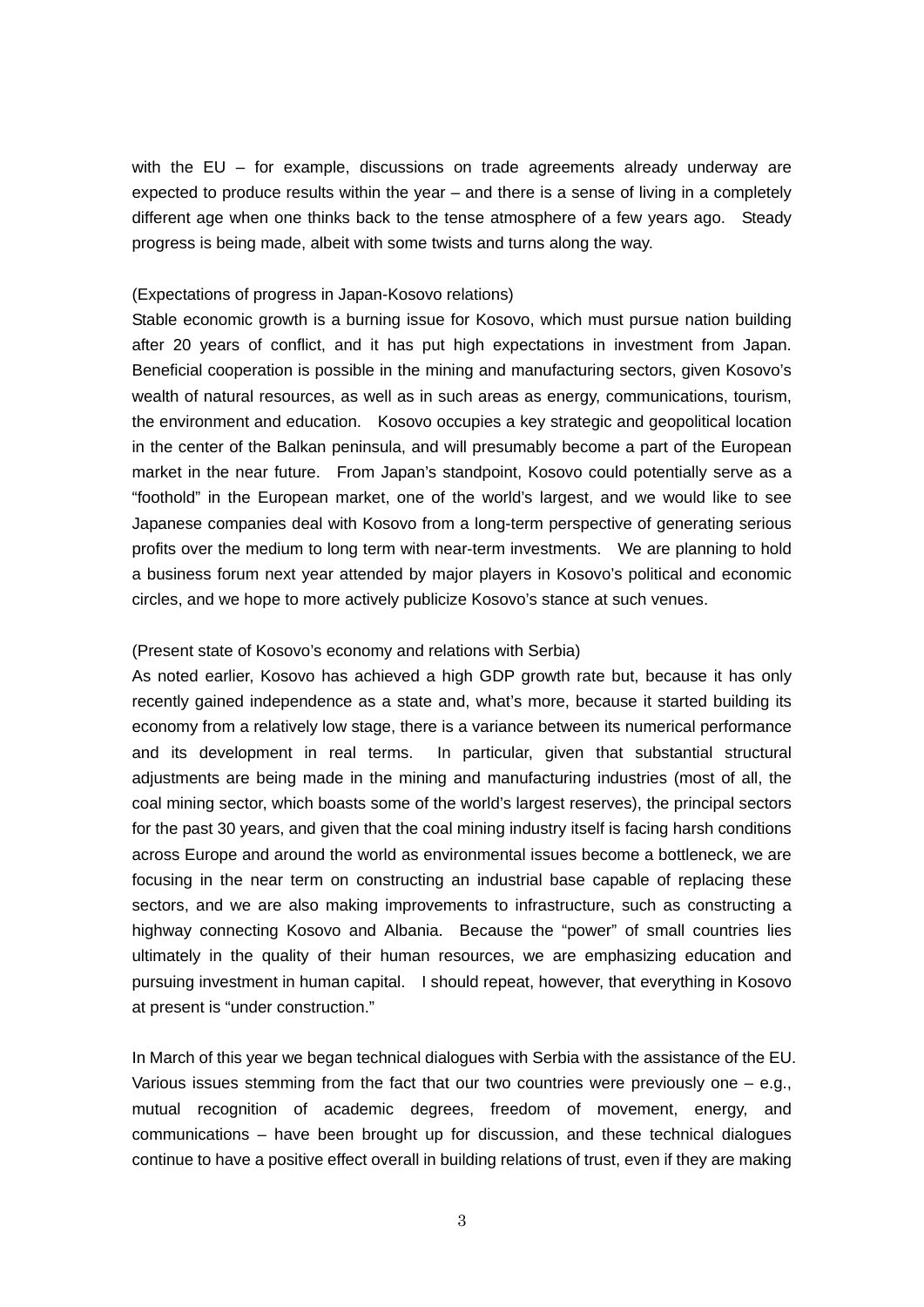with the EU – for example, discussions on trade agreements already underway are expected to produce results within the year – and there is a sense of living in a completely different age when one thinks back to the tense atmosphere of a few years ago. Steady progress is being made, albeit with some twists and turns along the way.

(Expectations of progress in Japan-Kosovo relations)

Stable economic growth is a burning issue for Kosovo, which must pursue nation building after 20 years of conflict, and it has put high expectations in investment from Japan. Beneficial cooperation is possible in the mining and manufacturing sectors, given Kosovo's wealth of natural resources, as well as in such areas as energy, communications, tourism, the environment and education. Kosovo occupies a key strategic and geopolitical location in the center of the Balkan peninsula, and will presumably become a part of the European market in the near future. From Japan's standpoint, Kosovo could potentially serve as a "foothold" in the European market, one of the world's largest, and we would like to see Japanese companies deal with Kosovo from a long-term perspective of generating serious profits over the medium to long term with near-term investments. We are planning to hold a business forum next year attended by major players in Kosovo's political and economic circles, and we hope to more actively publicize Kosovo's stance at such venues.

(Present state of Kosovo's economy and relations with Serbia)

As noted earlier, Kosovo has achieved a high GDP growth rate but, because it has only recently gained independence as a state and, what's more, because it started building its economy from a relatively low stage, there is a variance between its numerical performance and its development in real terms. In particular, given that substantial structural adjustments are being made in the mining and manufacturing industries (most of all, the coal mining sector, which boasts some of the world's largest reserves), the principal sectors for the past 30 years, and given that the coal mining industry itself is facing harsh conditions across Europe and around the world as environmental issues become a bottleneck, we are focusing in the near term on constructing an industrial base capable of replacing these sectors, and we are also making improvements to infrastructure, such as constructing a highway connecting Kosovo and Albania. Because the "power" of small countries lies ultimately in the quality of their human resources, we are emphasizing education and pursuing investment in human capital. I should repeat, however, that everything in Kosovo at present is "under construction."

In March of this year we began technical dialogues with Serbia with the assistance of the EU. Various issues stemming from the fact that our two countries were previously one – e.g., mutual recognition of academic degrees, freedom of movement, energy, and communications – have been brought up for discussion, and these technical dialogues continue to have a positive effect overall in building relations of trust, even if they are making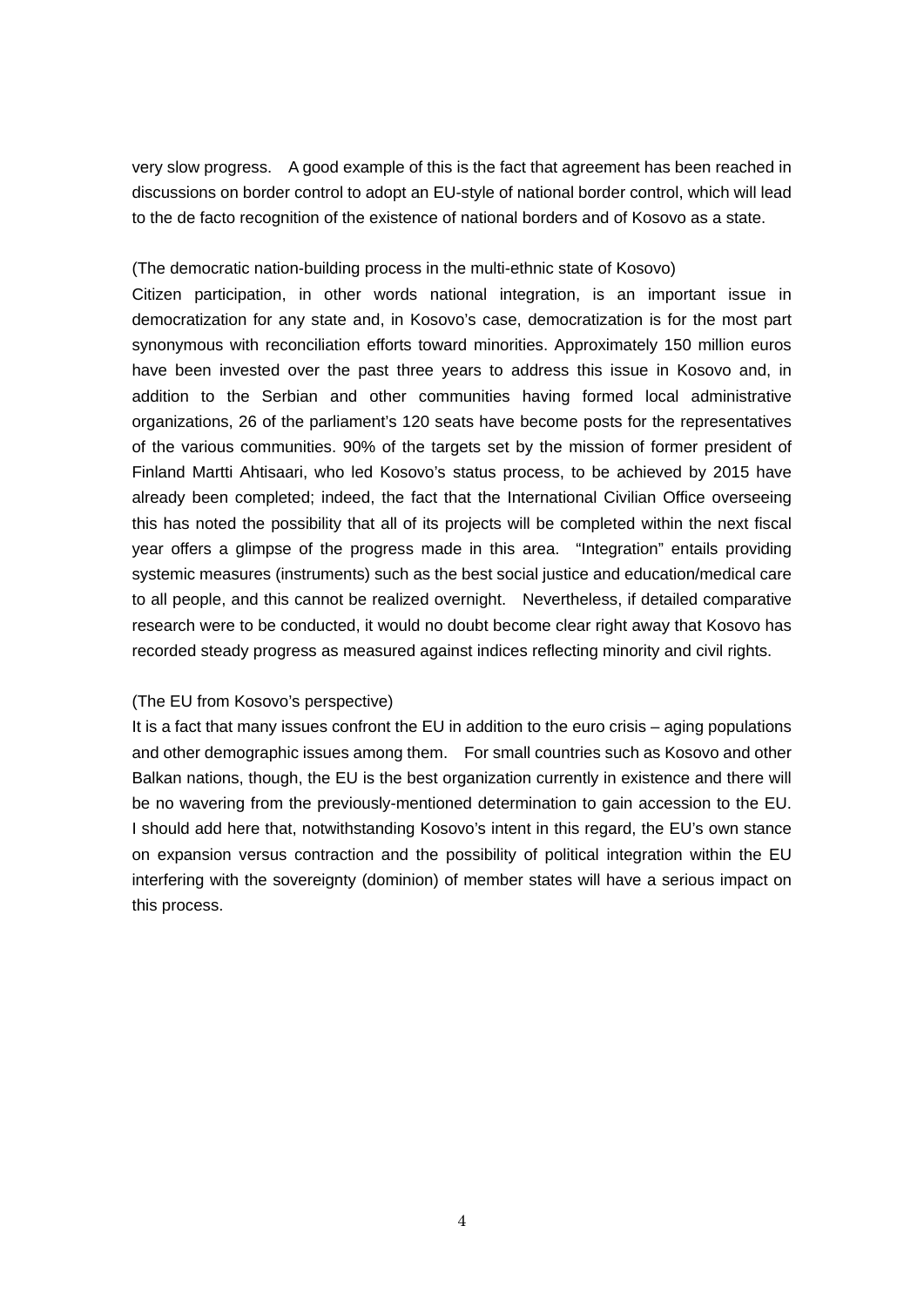very slow progress. A good example of this is the fact that agreement has been reached in discussions on border control to adopt an EU-style of national border control, which will lead to the de facto recognition of the existence of national borders and of Kosovo as a state.

(The democratic nation-building process in the multi-ethnic state of Kosovo)

Citizen participation, in other words national integration, is an important issue in democratization for any state and, in Kosovo's case, democratization is for the most part synonymous with reconciliation efforts toward minorities. Approximately 150 million euros have been invested over the past three years to address this issue in Kosovo and, in addition to the Serbian and other communities having formed local administrative organizations, 26 of the parliament's 120 seats have become posts for the representatives of the various communities. 90% of the targets set by the mission of former president of Finland Martti Ahtisaari, who led Kosovo's status process, to be achieved by 2015 have already been completed; indeed, the fact that the International Civilian Office overseeing this has noted the possibility that all of its projects will be completed within the next fiscal year offers a glimpse of the progress made in this area. "Integration" entails providing systemic measures (instruments) such as the best social justice and education/medical care to all people, and this cannot be realized overnight. Nevertheless, if detailed comparative research were to be conducted, it would no doubt become clear right away that Kosovo has recorded steady progress as measured against indices reflecting minority and civil rights.

(The EU from Kosovo's perspective)

It is a fact that many issues confront the EU in addition to the euro crisis – aging populations and other demographic issues among them. For small countries such as Kosovo and other Balkan nations, though, the EU is the best organization currently in existence and there will be no wavering from the previously-mentioned determination to gain accession to the EU. I should add here that, notwithstanding Kosovo's intent in this regard, the EU's own stance on expansion versus contraction and the possibility of political integration within the EU interfering with the sovereignty (dominion) of member states will have a serious impact on this process.